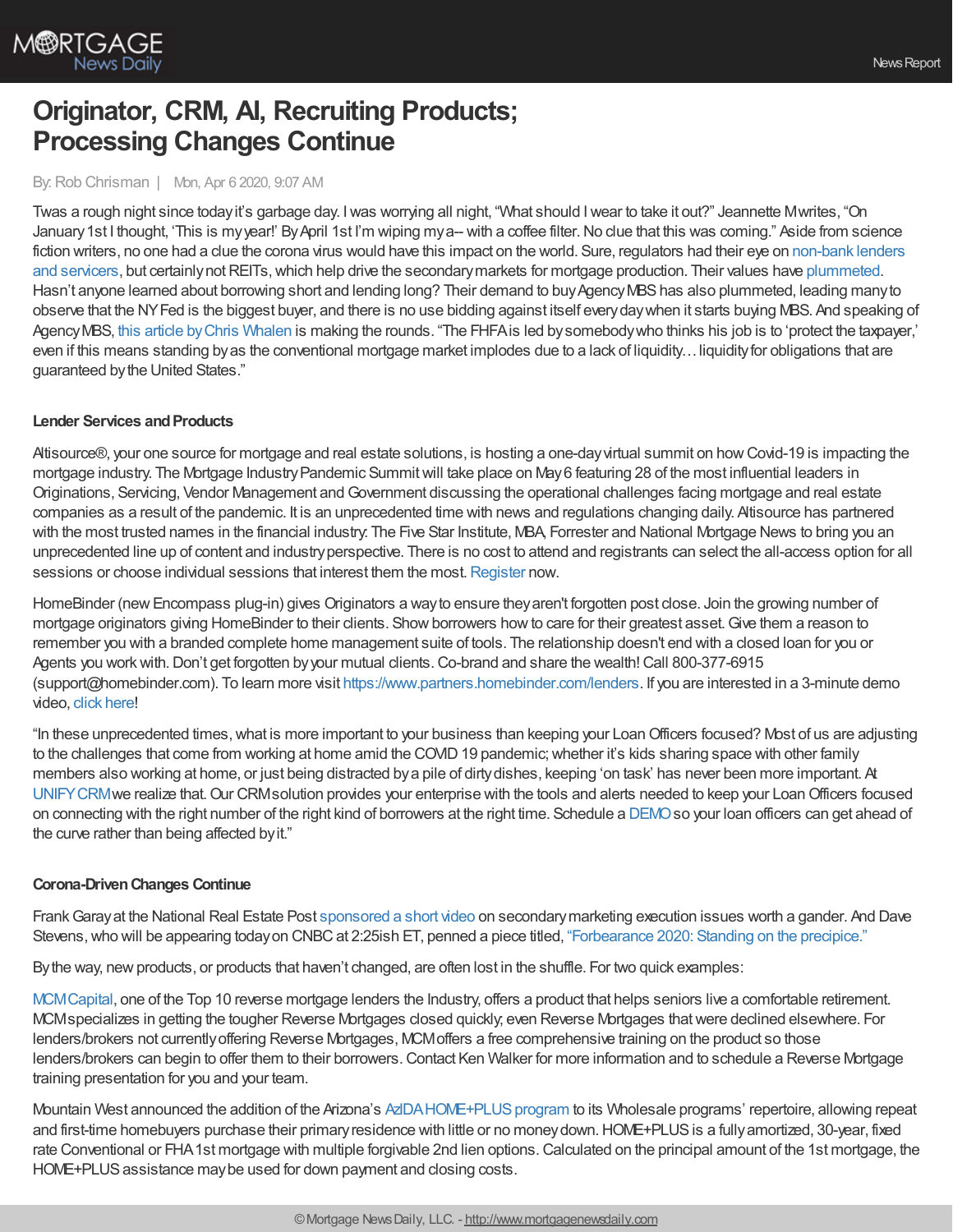# Originator, CRM, AI, Recruiting Products; Processing Changes Continue

By: Rob Chrisman | Mon, Apr 6 2020, 9:07 AM

Twas a rough night since today it's garbage day. I was worrying all night, "What should I wear to take it out?" Jeannette M writes, "On January 1st I thought, 'This is my year!' By April 1st I'm wiping my a-- with a coffee filter. No clue that this was coming." Aside from science fiction writers, no one had a clue the corona virus would have this impact on the world. Sure, regulators had their eye on non-bank lenders and servicers, but certainly not REITs, which help drive the secondary markets for mortgage production. Their values have plummeted. Hasn't anyone learned about borrowing short and lending long? Their demand to buy Agency MBS has also plummeted, leading many to observe that the NY Fed is the biggest buyer, and there is no use bidding against itself every day when it starts buying MBS. And speaking of Agency MBS, this article by Chris Whalen is making the rounds. "The FHFA is led by somebody who thinks his job is to 'protect the taxpayer,' even if this means standing by as the conventional mortgage market implodes due to a lack of liquidity… liquidity for obligations that are guaranteed by the United States."

**Lender Services and Products**

Altisource®, your one source for mortgage and real estate solutions, is hosting a one-day virtual summit on how Covid-19 is impacting the mortgage industry. The Mortgage Industry Pandemic Summit will take place on May 6 featuring 28 of the most influential leaders in Originations, Servicing, Vendor Management and Government discussing the operational challenges facing mortgage and real estate companies as a result of the pandemic. It is an unprecedented time with news and regulations changing daily. Altisource has partnered with the most trusted names in the financial industry: The Five Star Institute, MBA, Forrester and National Mortgage News to bring you an unprecedented line up of content and industry perspective. There is no cost to attend and registrants can select the all-access option for all sessions or choose individual sessions that interest them the most. Register now.

HomeBinder (new Encompass plug-in) gives Originators a way to ensure they aren't forgotten post close. Join the growing number of mortgage originators giving HomeBinder to their clients. Show borrowers how to care for their greatest asset. Give them a reason to remember you with a branded complete home management suite of tools. The relationship doesn't end with a closed loan for you or Agents you work with. Don't get forgotten by your mutual clients. Co-brand and share the wealth! Call 800-377-6915 (support@homebinder.com). To learn more visit https://www.partners.homebinder.com/lenders. If you are interested in a 3-minute demo video, click here!

"In these unprecedented times, what is more important to your business than keeping your Loan Officers focused? Most of us are adjusting to the challenges that come from working at home amid the COVID 19 pandemic; whether it's kids sharing space with other family members also working at home, or just being distracted by a pile of dirty dishes, keeping 'on task' has never been more important. At UNIFY CRM we realize that. Our CRM solution provides your enterprise with the tools and alerts needed to keep your Loan Officers focused on connecting with the right number of the right kind of borrowers at the right time. Schedule a DEMO so your loan officers can get ahead of the curve rather than being affected by it."

**Corona-Driven Changes Continue**

Frank Garay at the National Real Estate Post sponsored a short video on secondary marketing execution issues worth a gander. And Dave Stevens, who will be appearing today on CNBC at 2:25ish ET, penned a piece titled, "Forbearance 2020: Standing on the precipice."

By the way, new products, or products that haven't changed, are often lost in the shuffle. For two quick examples:

MCM Capital, one of the Top 10 reverse mortgage lenders the Industry, offers a product that helps seniors live a comfortable retirement. MCM specializes in getting the tougher Reverse Mortgages closed quickly, even Reverse Mortgages that were declined elsewhere. For lenders/brokers not currently offering Reverse Mortgages, MCM offers a free comprehensive training on the product so those lenders/brokers can begin to offer them to their borrowers. Contact Ken Walker for more information and to schedule a Reverse Mortgage training presentation for you and your team.

Mountain West announced the addition of the Arizona's AzIDA HOME+PLUS program to its Wholesale programs' repertoire, allowing repeat and first-time homebuyers purchase their primary residence with little or no money down. HOME+PLUS is a fully amortized, 30-year, fixed rate Conventional or FHA 1st mortgage with multiple forgivable 2nd lien options. Calculated on the principal amount of the 1st mortgage, the HOME+PLUS assistance may be used for down payment and closing costs.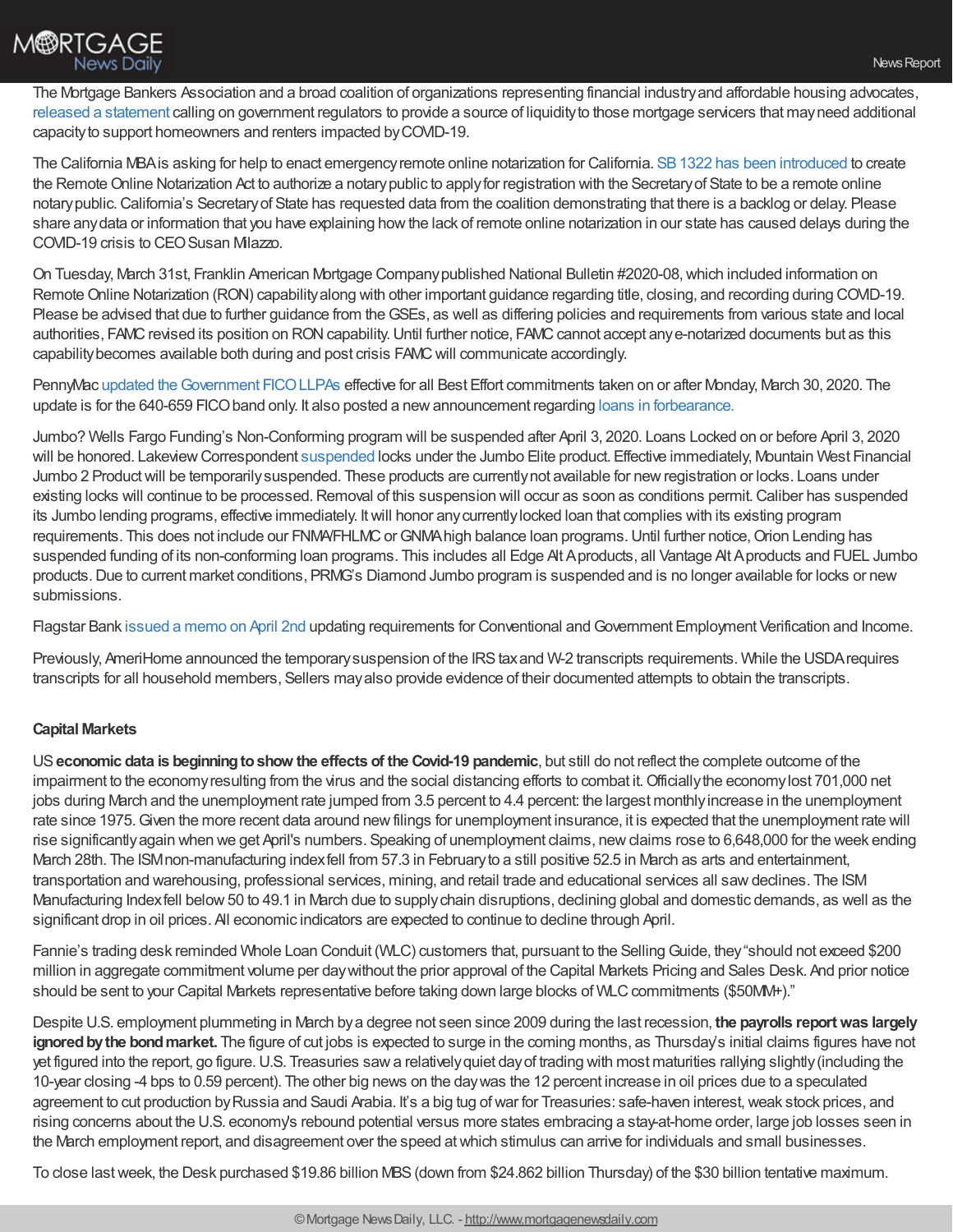The Mortgage Bankers Association and a broad coalition of organizations representing financial industry and affordable housing advocates, released a statement calling on government regulators to provide a source of liquidity to those mortgage servicers that may need additional capacity to support homeowners and renters impacted by COVID-19.

The California MBA is asking for help to enact emergency remote online notarization for California. SB 1322 has been introduced to create the Remote Online Notarization Act to authorize a notary public to apply for registration with the Secretary of State to be a remote online notary public. California's Secretary of State has requested data from the coalition demonstrating that there is a backlog or delay. Please share any data or information that you have explaining how the lack of remote online notarization in our state has caused delays during the COVID-19 crisis to CEO Susan Milazzo.

On Tuesday, March 31st, Franklin American Mortgage Company published National Bulletin #2020-08, which included information on Remote Online Notarization (RON) capability along with other important guidance regarding title, closing, and recording during COVID-19. Please be advised that due to further guidance from the GSEs, as well as differing policies and requirements from various state and local authorities, FAMC revised its position on RON capability. Until further notice, FAMC cannot accept any e-notarized documents but as this capability becomes available both during and post crisis FAMC will communicate accordingly.

PennyMac updated the Government FICO LLPAs effective for all Best Effort commitments taken on or after Monday, March 30, 2020. The update is for the 640-659 FICO band only. It also posted a new announcement regarding loans in forbearance.

Jumbo? Wells Fargo Funding's Non-Conforming program will be suspended after April 3, 2020. Loans Locked on or before April 3, 2020 will be honored. Lakeview Correspondent suspended locks under the Jumbo Elite product. Effective immediately, Mountain West Financial Jumbo 2 Product will be temporarily suspended. These products are currently not available for new registration or locks. Loans under existing locks will continue to be processed. Removal of this suspension will occur as soon as conditions permit. Caliber has suspended its Jumbo lending programs, effective immediately. It will honor any currently locked loan that complies with its existing program requirements. This does not include our FNMA/FHLMC or GNMA high balance loan programs. Until further notice, Orion Lending has suspended funding of its non-conforming loan programs. This includes all Edge Alt A products, all Vantage Alt A products and FUEL Jumbo products. Due to current market conditions, PRMG's Diamond Jumbo program is suspended and is no longer available for locks or new submissions.

Flagstar Bank issued a memo on April 2nd updating requirements for Conventional and Government Employment Verification and Income.

Previously, AmeriHome announced the temporary suspension of the IRS tax and W-2 transcripts requirements. While the USDA requires transcripts for all household members, Sellers may also provide evidence of their documented attempts to obtain the transcripts.

### Capital Markets

US **economic data is beginning to show the effects of the Covid-19 pandemic**, but still do not reflect the complete outcome of the impairment to the economy resulting from the virus and the social distancing efforts to combat it. Officially the economy lost 701,000 net jobs during March and the unemployment rate jumped from 3.5 percent to 4.4 percent: the largest monthly increase in the unemployment rate since 1975. Given the more recent data around new filings for unemployment insurance, it is expected that the unemployment rate will rise significantly again when we get April's numbers. Speaking of unemployment claims, new claims rose to 6,648,000 for the week ending March 28th. The ISM non-manufacturing index fell from 57.3 in February to a still positive 52.5 in March as arts and entertainment, transportation and warehousing, professional services, mining, and retail trade and educational services all saw declines. The ISM Manufacturing Index fell below 50 to 49.1 in March due to supply chain disruptions, declining global and domestic demands, as well as the significant drop in oil prices. All economic indicators are expected to continue to decline through April.

Fannie's trading desk reminded Whole Loan Conduit (WLC) customers that, pursuant to the Selling Guide, they "should not exceed $200 million in aggregate commitment volume per day without the prior approval of the Capital Markets Pricing and Sales Desk. And prior notice should be sent to your Capital Markets representative before taking down large blocks of WLC commitments ($50MM+)."

Despite U.S. employment plummeting in March by a degree not seen since 2009 during the last recession, **the payrolls report was largely ignored by the bond market.** The figure of cut jobs is expected to surge in the coming months, as Thursday's initial claims figures have not yet figured into the report, go figure. U.S. Treasuries saw a relatively quiet day of trading with most maturities rallying slightly (including the 10-year closing -4 bps to 0.59 percent). The other big news on the day was the 12 percent increase in oil prices due to a speculated agreement to cut production by Russia and Saudi Arabia. It's a big tug of war for Treasuries: safe-haven interest, weak stock prices, and rising concerns about the U.S. economy's rebound potential versus more states embracing a stay-at-home order, large job losses seen in the March employment report, and disagreement over the speed at which stimulus can arrive for individuals and small businesses.

To close last week, the Desk purchased $19.86 billion MBS (down from $24.862 billion Thursday) of the $30 billion tentative maximum.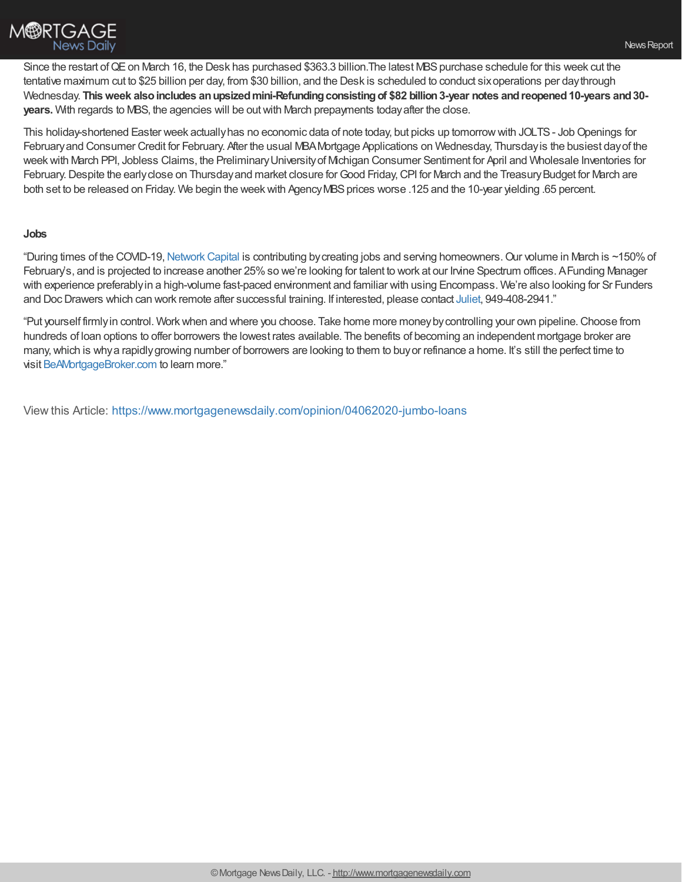Since the restart of QE on March 16, the Desk has purchased $363.3 billion.The latest MBS purchase schedule for this week cut the tentative maximum cut to $25 billion per day, from $30 billion, and the Desk is scheduled to conduct six operations per day through Wednesday. **This week also includes an upsized mini-Refunding consisting of $82 billion 3-year notes and reopened 10-years and 30-years.** With regards to MBS, the agencies will be out with March prepayments today after the close.

This holiday-shortened Easter week actually has no economic data of note today, but picks up tomorrow with JOLTS - Job Openings for February and Consumer Credit for February. After the usual MBA Mortgage Applications on Wednesday, Thursday is the busiest day of the week with March PPI, Jobless Claims, the Preliminary University of Michigan Consumer Sentiment for April and Wholesale Inventories for February. Despite the early close on Thursday and market closure for Good Friday, CPI for March and the Treasury Budget for March are both set to be released on Friday. We begin the week with Agency MBS prices worse .125 and the 10-year yielding .65 percent.

**Jobs**

"During times of the COVID-19, Network Capital is contributing by creating jobs and serving homeowners. Our volume in March is ~150% of February's, and is projected to increase another 25% so we're looking for talent to work at our Irvine Spectrum offices. A Funding Manager with experience preferably in a high-volume fast-paced environment and familiar with using Encompass. We're also looking for Sr Funders and Doc Drawers which can work remote after successful training. If interested, please contact Juliet, 949-408-2941."

"Put yourself firmly in control. Work when and where you choose. Take home more money by controlling your own pipeline. Choose from hundreds of loan options to offer borrowers the lowest rates available. The benefits of becoming an independent mortgage broker are many, which is why a rapidly growing number of borrowers are looking to them to buy or refinance a home. It's still the perfect time to visit BeAMortgageBroker.com to learn more."

View this Article: https://www.mortgagenewsdaily.com/opinion/04062020-jumbo-loans